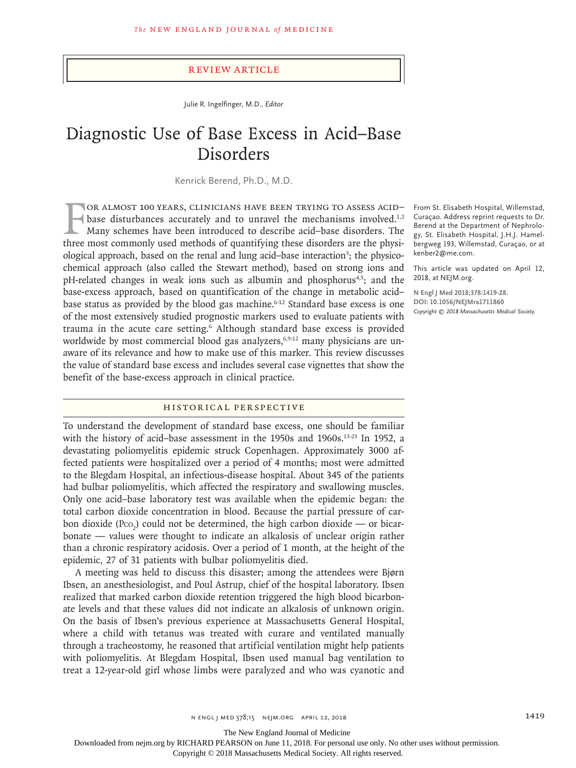Review Article

Julie R. Ingelfinger, M.D., *Editor*

# Diagnostic Use of Base Excess in Acid–Base Disorders

Kenrick Berend, Ph.D., M.D.

From St. Elisabeth Hospital, Willemstad, Curaçao. Address reprint requests to Dr. Berend at the Department of Nephrology, St. Elisabeth Hospital, J.H.J. Hamelbergweg 193, Willemstad, Curaçao, or at kenber2@me.com.

This article was updated on April 12, 2018, at NEJM.org.

**N Engl J Med 2018;378:1419-28.**
**DOI: 10.1056/NEJMra1711860**
*Copyright © 2018 Massachusetts Medical Society.*

For almost 100 years, clinicians have been trying to assess acid–base disturbances accurately and to unravel the mechanisms involved.[1,2] Many schemes have been introduced to describe acid–base disorders. The three most commonly used methods of quantifying these disorders are the physiological approach, based on the renal and lung acid–base interaction[3]; the physicochemical approach (also called the Stewart method), based on strong ions and pH-related changes in weak ions such as albumin and phosphorus[4,5]; and the base-excess approach, based on quantification of the change in metabolic acid–base status as provided by the blood gas machine.[6-12] Standard base excess is one of the most extensively studied prognostic markers used to evaluate patients with trauma in the acute care setting.[6] Although standard base excess is provided worldwide by most commercial blood gas analyzers,[6,9-12] many physicians are unaware of its relevance and how to make use of this marker. This review discusses the value of standard base excess and includes several case vignettes that show the benefit of the base-excess approach in clinical practice.

## Historical Perspective

To understand the development of standard base excess, one should be familiar with the history of acid–base assessment in the 1950s and 1960s.[13-23] In 1952, a devastating poliomyelitis epidemic struck Copenhagen. Approximately 3000 affected patients were hospitalized over a period of 4 months; most were admitted to the Blegdam Hospital, an infectious-disease hospital. About 345 of the patients had bulbar poliomyelitis, which affected the respiratory and swallowing muscles. Only one acid–base laboratory test was available when the epidemic began: the total carbon dioxide concentration in blood. Because the partial pressure of carbon dioxide ($P_{CO_2}$) could not be determined, the high carbon dioxide — or bicarbonate — values were thought to indicate an alkalosis of unclear origin rather than a chronic respiratory acidosis. Over a period of 1 month, at the height of the epidemic, 27 of 31 patients with bulbar poliomyelitis died.

A meeting was held to discuss this disaster; among the attendees were Bjørn Ibsen, an anesthesiologist, and Poul Astrup, chief of the hospital laboratory. Ibsen realized that marked carbon dioxide retention triggered the high blood bicarbonate levels and that these values did not indicate an alkalosis of unknown origin. On the basis of Ibsen's previous experience at Massachusetts General Hospital, where a child with tetanus was treated with curare and ventilated manually through a tracheostomy, he reasoned that artificial ventilation might help patients with poliomyelitis. At Blegdam Hospital, Ibsen used manual bag ventilation to treat a 12-year-old girl whose limbs were paralyzed and who was cyanotic and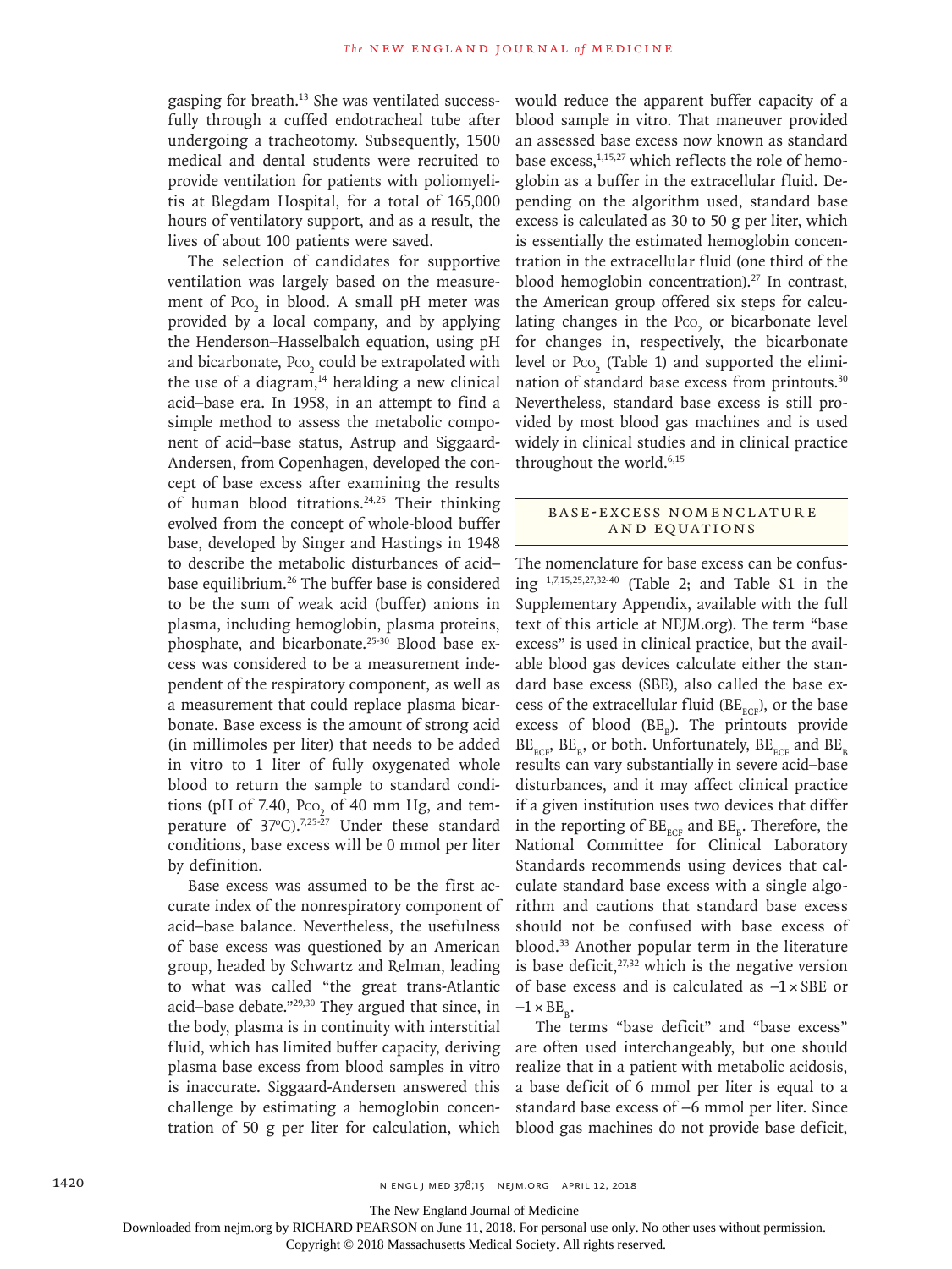gasping for breath.[13] She was ventilated successfully through a cuffed endotracheal tube after undergoing a tracheotomy. Subsequently, 1500 medical and dental students were recruited to provide ventilation for patients with poliomyelitis at Blegdam Hospital, for a total of 165,000 hours of ventilatory support, and as a result, the lives of about 100 patients were saved.

The selection of candidates for supportive ventilation was largely based on the measurement of $P_{CO_2}$ in blood. A small pH meter was provided by a local company, and by applying the Henderson–Hasselbalch equation, using pH and bicarbonate, $P_{CO_2}$ could be extrapolated with the use of a diagram,[14] heralding a new clinical acid–base era. In 1958, in an attempt to find a simple method to assess the metabolic component of acid–base status, Astrup and Siggaard-Andersen, from Copenhagen, developed the concept of base excess after examining the results of human blood titrations.[24,25] Their thinking evolved from the concept of whole-blood buffer base, developed by Singer and Hastings in 1948 to describe the metabolic disturbances of acid–base equilibrium.[26] The buffer base is considered to be the sum of weak acid (buffer) anions in plasma, including hemoglobin, plasma proteins, phosphate, and bicarbonate.[25-30] Blood base excess was considered to be a measurement independent of the respiratory component, as well as a measurement that could replace plasma bicarbonate. Base excess is the amount of strong acid (in millimoles per liter) that needs to be added in vitro to 1 liter of fully oxygenated whole blood to return the sample to standard conditions (pH of 7.40, $P_{CO_2}$ of 40 mm Hg, and temperature of 37°C).[7,25-27] Under these standard conditions, base excess will be 0 mmol per liter by definition.

Base excess was assumed to be the first accurate index of the nonrespiratory component of acid–base balance. Nevertheless, the usefulness of base excess was questioned by an American group, headed by Schwartz and Relman, leading to what was called "the great trans-Atlantic acid–base debate."[29,30] They argued that since, in the body, plasma is in continuity with interstitial fluid, which has limited buffer capacity, deriving plasma base excess from blood samples in vitro is inaccurate. Siggaard-Andersen answered this challenge by estimating a hemoglobin concentration of 50 g per liter for calculation, which would reduce the apparent buffer capacity of a blood sample in vitro. That maneuver provided an assessed base excess now known as standard base excess,[1,15,27] which reflects the role of hemoglobin as a buffer in the extracellular fluid. Depending on the algorithm used, standard base excess is calculated as 30 to 50 g per liter, which is essentially the estimated hemoglobin concentration in the extracellular fluid (one third of the blood hemoglobin concentration).[27] In contrast, the American group offered six steps for calculating changes in the $P_{CO_2}$ or bicarbonate level for changes in, respectively, the bicarbonate level or $P_{CO_2}$ (Table 1) and supported the elimination of standard base excess from printouts.[30] Nevertheless, standard base excess is still provided by most blood gas machines and is used widely in clinical studies and in clinical practice throughout the world.[6,15]

## BASE-EXCESS NOMENCLATURE AND EQUATIONS

The nomenclature for base excess can be confusing [1,7,15,25,27,32-40] (Table 2; and Table S1 in the Supplementary Appendix, available with the full text of this article at NEJM.org). The term "base excess" is used in clinical practice, but the available blood gas devices calculate either the standard base excess (SBE), also called the base excess of the extracellular fluid ($BE_{ECF}$), or the base excess of blood ($BE_B$). The printouts provide $BE_{ECF}$, $BE_B$, or both. Unfortunately, $BE_{ECF}$ and $BE_B$ results can vary substantially in severe acid–base disturbances, and it may affect clinical practice if a given institution uses two devices that differ in the reporting of $BE_{ECF}$ and $BE_B$. Therefore, the National Committee for Clinical Laboratory Standards recommends using devices that calculate standard base excess with a single algorithm and cautions that standard base excess should not be confused with base excess of blood.[33] Another popular term in the literature is base deficit,[27,32] which is the negative version of base excess and is calculated as $-1 \times \text{SBE}$ or $-1 \times BE_B$.

The terms "base deficit" and "base excess" are often used interchangeably, but one should realize that in a patient with metabolic acidosis, a base deficit of 6 mmol per liter is equal to a standard base excess of −6 mmol per liter. Since blood gas machines do not provide base deficit,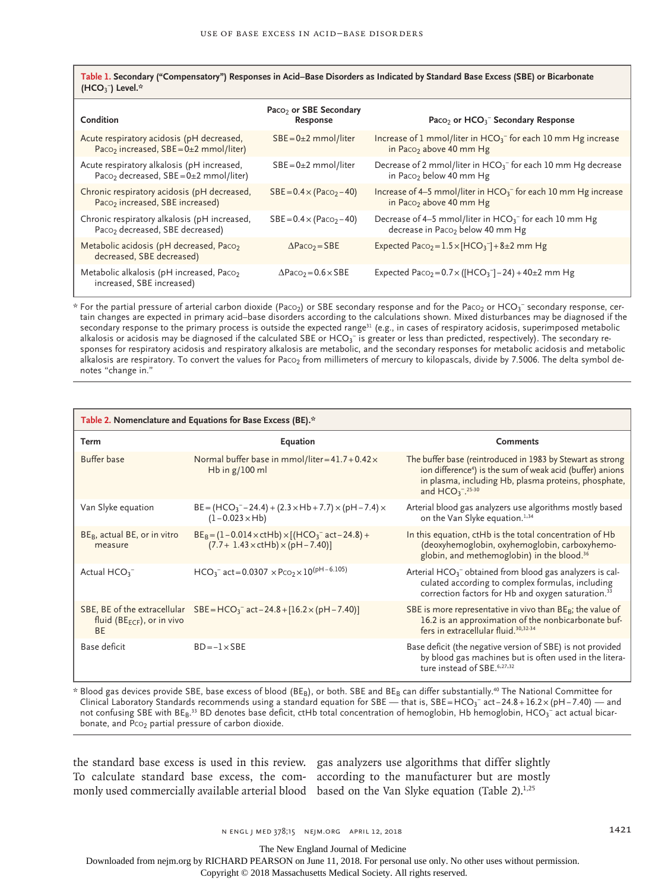**Table 1. Secondary ("Compensatory") Responses in Acid–Base Disorders as Indicated by Standard Base Excess (SBE) or Bicarbonate ($HCO_3^-$) Level.***

| Condition | $Pa_{CO_2}$ or SBE Secondary Response | $Pa_{CO_2}$ or $HCO_3^-$ Secondary Response |
|---|---|---|
| Acute respiratory acidosis (pH decreased, $Pa_{CO_2}$ increased, SBE = 0±2 mmol/liter) | SBE = 0±2 mmol/liter | Increase of 1 mmol/liter in $HCO_3^-$ for each 10 mm Hg increase in $Pa_{CO_2}$ above 40 mm Hg |
| Acute respiratory alkalosis (pH increased, $Pa_{CO_2}$ decreased, SBE = 0±2 mmol/liter) | SBE = 0±2 mmol/liter | Decrease of 2 mmol/liter in $HCO_3^-$ for each 10 mm Hg decrease in $Pa_{CO_2}$ below 40 mm Hg |
| Chronic respiratory acidosis (pH decreased, $Pa_{CO_2}$ increased, SBE increased) | $SBE = 0.4 \times (Pa_{CO_2} - 40)$ | Increase of 4–5 mmol/liter in $HCO_3^-$ for each 10 mm Hg increase in $Pa_{CO_2}$ above 40 mm Hg |
| Chronic respiratory alkalosis (pH increased, $Pa_{CO_2}$ decreased, SBE decreased) | $SBE = 0.4 \times (Pa_{CO_2} - 40)$ | Decrease of 4–5 mmol/liter in $HCO_3^-$ for each 10 mm Hg decrease in $Pa_{CO_2}$ below 40 mm Hg |
| Metabolic acidosis (pH decreased, $Pa_{CO_2}$ decreased, SBE decreased) | $\Delta Pa_{CO_2} = SBE$ | Expected $Pa_{CO_2} = 1.5 \times [HCO_3^-] + 8 \pm 2$ mm Hg |
| Metabolic alkalosis (pH increased, $Pa_{CO_2}$ increased, SBE increased) | $\Delta Pa_{CO_2} = 0.6 \times SBE$ | Expected $Pa_{CO_2} = 0.7 \times ([HCO_3^-] - 24) + 40 \pm 2$ mm Hg |

\* For the partial pressure of arterial carbon dioxide ($Pa_{CO_2}$) or SBE secondary response and for the $Pa_{CO_2}$ or $HCO_3^-$ secondary response, certain changes are expected in primary acid–base disorders according to the calculations shown. Mixed disturbances may be diagnosed if the secondary response to the primary process is outside the expected range[31] (e.g., in cases of respiratory acidosis, superimposed metabolic alkalosis or acidosis may be diagnosed if the calculated SBE or $HCO_3^-$ is greater or less than predicted, respectively). The secondary responses for respiratory acidosis and respiratory alkalosis are metabolic, and the secondary responses for metabolic acidosis and metabolic alkalosis are respiratory. To convert the values for $Pa_{CO_2}$ from millimeters of mercury to kilopascals, divide by 7.5006. The delta symbol denotes "change in."

**Table 2. Nomenclature and Equations for Base Excess (BE).***

| Term | Equation | Comments |
|---|---|---|
| Buffer base | Normal buffer base in mmol/liter = $41.7 + 0.42 \times$ Hb in g/100 ml | The buffer base (reintroduced in 1983 by Stewart as strong ion difference[4]) is the sum of weak acid (buffer) anions in plasma, including Hb, plasma proteins, phosphate, and $HCO_3^-$.[25-30] |
| Van Slyke equation | $BE = (HCO_3^- - 24.4) + (2.3 \times Hb + 7.7) \times (pH - 7.4) \times (1 - 0.023 \times Hb)$ | Arterial blood gas analyzers use algorithms mostly based on the Van Slyke equation.[1,34] |
| $BE_B$, actual BE, or in vitro measure | $BE_B = (1 - 0.014 \times ctHb) \times [(HCO_3^-\ act - 24.8) + (7.7 + 1.43 \times ctHb) \times (pH - 7.40)]$ | In this equation, ctHb is the total concentration of Hb (deoxyhemoglobin, oxyhemoglobin, carboxyhemoglobin, and methemoglobin) in the blood.[36] |
| Actual $HCO_3^-$ | $HCO_3^-\ act = 0.0307 \times P_{CO_2} \times 10^{(pH - 6.105)}$ | Arterial $HCO_3^-$ obtained from blood gas analyzers is calculated according to complex formulas, including correction factors for Hb and oxygen saturation.[33] |
| SBE, BE of the extracellular fluid ($BE_{ECF}$), or in vivo BE | $SBE = HCO_3^-\ act - 24.8 + [16.2 \times (pH - 7.40)]$ | SBE is more representative in vivo than $BE_B$; the value of 16.2 is an approximation of the nonbicarbonate buffers in extracellular fluid.[30,32-34] |
| Base deficit | $BD = -1 \times SBE$ | Base deficit (the negative version of SBE) is not provided by blood gas machines but is often used in the literature instead of SBE.[6,27,32] |

\* Blood gas devices provide SBE, base excess of blood ($BE_B$), or both. SBE and $BE_B$ can differ substantially.[40] The National Committee for Clinical Laboratory Standards recommends using a standard equation for SBE — that is, $SBE = HCO_3^-\ act - 24.8 + 16.2 \times (pH - 7.40)$ — and not confusing SBE with $BE_B$.[33] BD denotes base deficit, ctHb total concentration of hemoglobin, Hb hemoglobin, $HCO_3^-$ act actual bicarbonate, and $P_{CO_2}$ partial pressure of carbon dioxide.

the standard base excess is used in this review. To calculate standard base excess, the commonly used commercially available arterial blood gas analyzers use algorithms that differ slightly according to the manufacturer but are mostly based on the Van Slyke equation (Table 2).[1,25]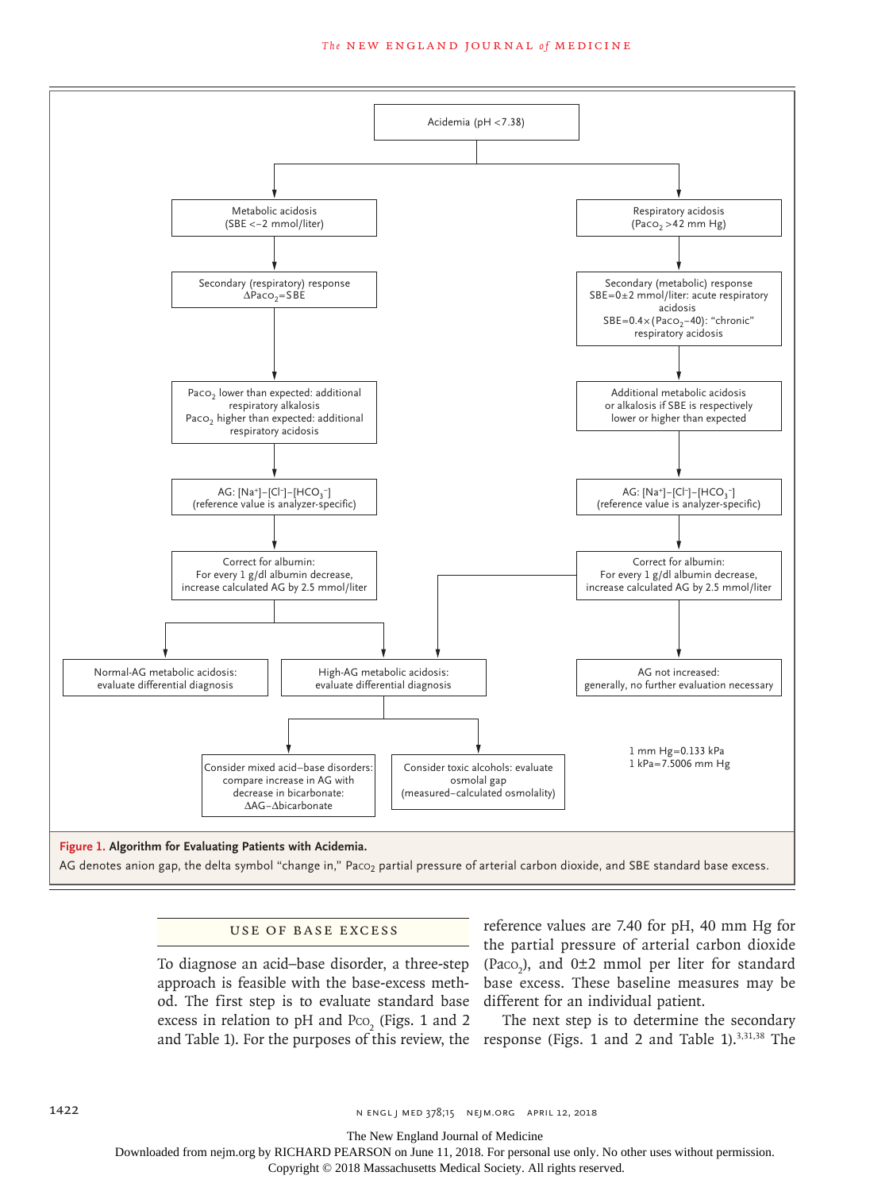Acidemia (pH <7.38)

Metabolic acidosis (SBE <−2 mmol/liter)

Secondary (respiratory) response $\Delta Pa_{CO_2}$=SBE

$Pa_{CO_2}$ lower than expected: additional respiratory alkalosis
$Pa_{CO_2}$ higher than expected: additional respiratory acidosis

AG: $[Na^+]-[Cl^-]-[HCO_3^-]$ (reference value is analyzer-specific)

Correct for albumin: For every 1 g/dl albumin decrease, increase calculated AG by 2.5 mmol/liter

Normal-AG metabolic acidosis: evaluate differential diagnosis

High-AG metabolic acidosis: evaluate differential diagnosis

Consider mixed acid–base disorders: compare increase in AG with decrease in bicarbonate: ΔAG−Δbicarbonate

Consider toxic alcohols: evaluate osmolal gap (measured−calculated osmolality)

Respiratory acidosis ($Pa_{CO_2}$ >42 mm Hg)

Secondary (metabolic) response
SBE=0±2 mmol/liter: acute respiratory acidosis
SBE=0.4×($Pa_{CO_2}$−40): "chronic" respiratory acidosis

Additional metabolic acidosis or alkalosis if SBE is respectively lower or higher than expected

AG: $[Na^+]-[Cl^-]-[HCO_3^-]$ (reference value is analyzer-specific)

Correct for albumin: For every 1 g/dl albumin decrease, increase calculated AG by 2.5 mmol/liter

AG not increased: generally, no further evaluation necessary

1 mm Hg=0.133 kPa
1 kPa=7.5006 mm Hg

**Figure 1. Algorithm for Evaluating Patients with Acidemia.**

AG denotes anion gap, the delta symbol "change in," $Pa_{CO_2}$ partial pressure of arterial carbon dioxide, and SBE standard base excess.

## USE OF BASE EXCESS

To diagnose an acid–base disorder, a three-step approach is feasible with the base-excess method. The first step is to evaluate standard base excess in relation to pH and $P_{CO_2}$ (Figs. 1 and 2 and Table 1). For the purposes of this review, the reference values are 7.40 for pH, 40 mm Hg for the partial pressure of arterial carbon dioxide ($Pa_{CO_2}$), and 0±2 mmol per liter for standard base excess. These baseline measures may be different for an individual patient.

The next step is to determine the secondary response (Figs. 1 and 2 and Table 1).[3,31,38] The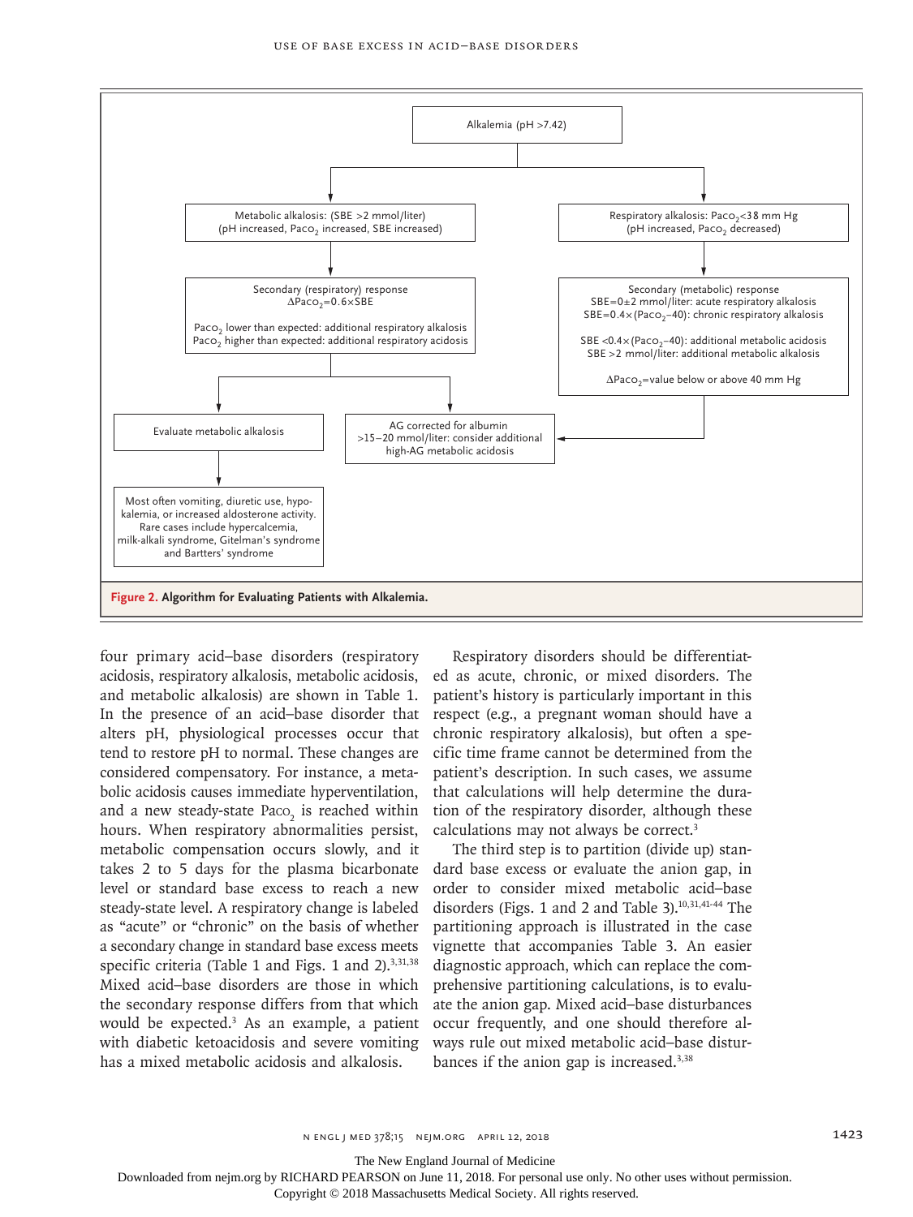Alkalemia (pH >7.42)

Metabolic alkalosis: (SBE >2 mmol/liter) (pH increased, $Paco_2$ increased, SBE increased)

Secondary (respiratory) response
$\Delta Paco_2 = 0.6 \times SBE$

$Paco_2$ lower than expected: additional respiratory alkalosis
$Paco_2$ higher than expected: additional respiratory acidosis

Evaluate metabolic alkalosis

Most often vomiting, diuretic use, hypokalemia, or increased aldosterone activity. Rare cases include hypercalcemia, milk-alkali syndrome, Gitelman's syndrome and Bartters' syndrome

AG corrected for albumin >15–20 mmol/liter: consider additional high-AG metabolic acidosis

Respiratory alkalosis: $Paco_2 < 38$ mm Hg (pH increased, $Paco_2$ decreased)

Secondary (metabolic) response
$SBE = 0 \pm 2$ mmol/liter: acute respiratory alkalosis
$SBE = 0.4 \times (Paco_2 - 40)$: chronic respiratory alkalosis

$SBE < 0.4 \times (Paco_2 - 40)$: additional metabolic acidosis
SBE >2 mmol/liter: additional metabolic alkalosis

$\Delta Paco_2$=value below or above 40 mm Hg

**Figure 2. Algorithm for Evaluating Patients with Alkalemia.**

four primary acid–base disorders (respiratory acidosis, respiratory alkalosis, metabolic acidosis, and metabolic alkalosis) are shown in Table 1. In the presence of an acid–base disorder that alters pH, physiological processes occur that tend to restore pH to normal. These changes are considered compensatory. For instance, a metabolic acidosis causes immediate hyperventilation, and a new steady-state $Paco_2$ is reached within hours. When respiratory abnormalities persist, metabolic compensation occurs slowly, and it takes 2 to 5 days for the plasma bicarbonate level or standard base excess to reach a new steady-state level. A respiratory change is labeled as "acute" or "chronic" on the basis of whether a secondary change in standard base excess meets specific criteria (Table 1 and Figs. 1 and 2).[3,31,38] Mixed acid–base disorders are those in which the secondary response differs from that which would be expected.[3] As an example, a patient with diabetic ketoacidosis and severe vomiting has a mixed metabolic acidosis and alkalosis.

Respiratory disorders should be differentiated as acute, chronic, or mixed disorders. The patient's history is particularly important in this respect (e.g., a pregnant woman should have a chronic respiratory alkalosis), but often a specific time frame cannot be determined from the patient's description. In such cases, we assume that calculations will help determine the duration of the respiratory disorder, although these calculations may not always be correct.[3]

The third step is to partition (divide up) standard base excess or evaluate the anion gap, in order to consider mixed metabolic acid–base disorders (Figs. 1 and 2 and Table 3).[10,31,41-44] The partitioning approach is illustrated in the case vignette that accompanies Table 3. An easier diagnostic approach, which can replace the comprehensive partitioning calculations, is to evaluate the anion gap. Mixed acid–base disturbances occur frequently, and one should therefore always rule out mixed metabolic acid–base disturbances if the anion gap is increased.[3,38]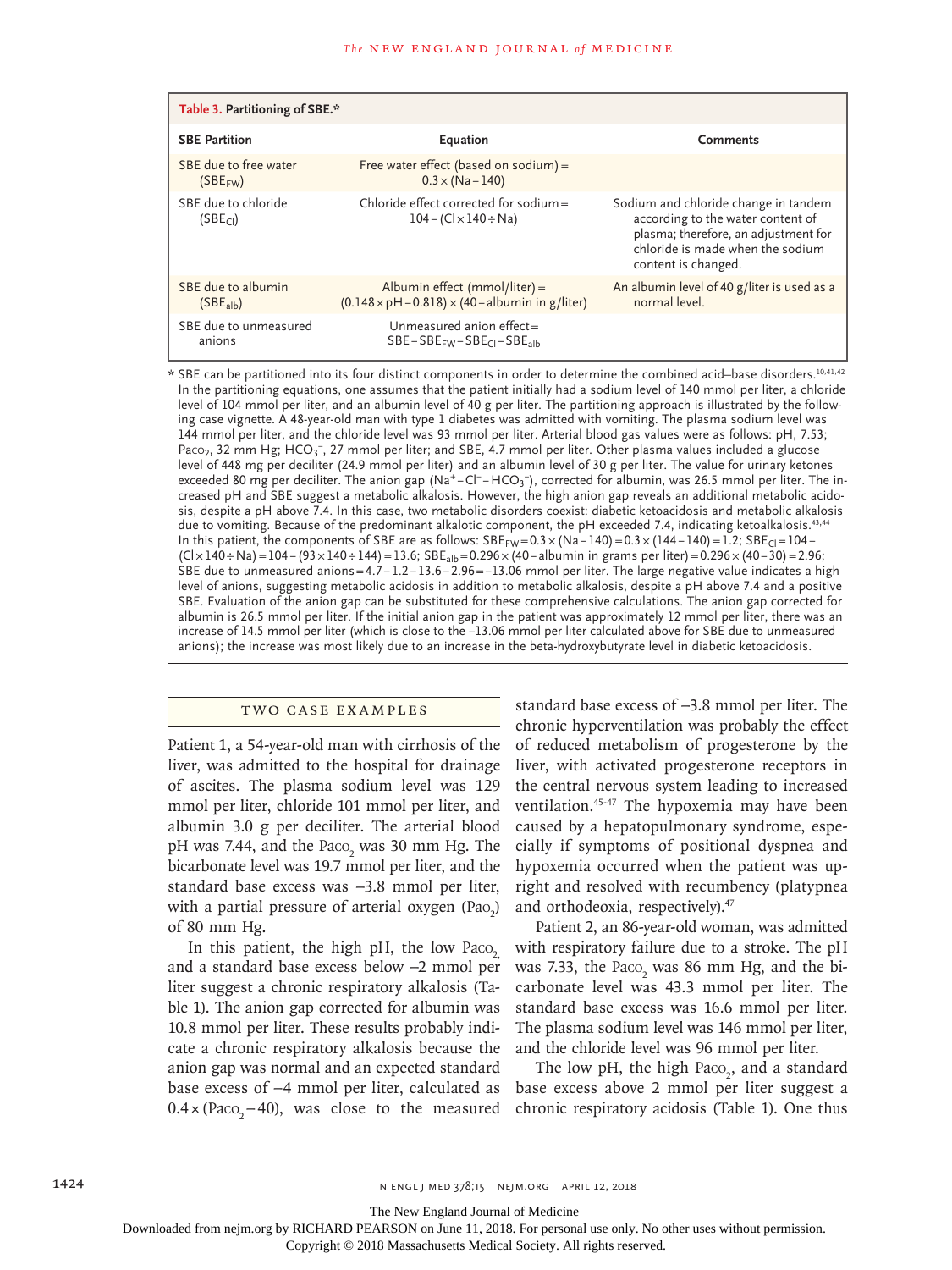**Table 3. Partitioning of SBE.***

| SBE Partition | Equation | Comments |
|---|---|---|
| SBE due to free water ($SBE_{FW}$) | Free water effect (based on sodium) = $0.3 \times (Na - 140)$ | |
| SBE due to chloride ($SBE_{Cl}$) | Chloride effect corrected for sodium = $104 - (Cl \times 140 \div Na)$ | Sodium and chloride change in tandem according to the water content of plasma; therefore, an adjustment for chloride is made when the sodium content is changed. |
| SBE due to albumin ($SBE_{alb}$) | Albumin effect (mmol/liter) = $(0.148 \times pH - 0.818) \times (40 - \text{albumin in g/liter})$ | An albumin level of 40 g/liter is used as a normal level. |
| SBE due to unmeasured anions | Unmeasured anion effect = $SBE - SBE_{FW} - SBE_{Cl} - SBE_{alb}$ | |

\* SBE can be partitioned into its four distinct components in order to determine the combined acid–base disorders.[10,41,42] In the partitioning equations, one assumes that the patient initially had a sodium level of 140 mmol per liter, a chloride level of 104 mmol per liter, and an albumin level of 40 g per liter. The partitioning approach is illustrated by the following case vignette. A 48-year-old man with type 1 diabetes was admitted with vomiting. The plasma sodium level was 144 mmol per liter, and the chloride level was 93 mmol per liter. Arterial blood gas values were as follows: pH, 7.53; $Pa_{CO_2}$, 32 mm Hg; $HCO_3^-$, 27 mmol per liter; and SBE, 4.7 mmol per liter. Other plasma values included a glucose level of 448 mg per deciliter (24.9 mmol per liter) and an albumin level of 30 g per liter. The value for urinary ketones exceeded 80 mg per deciliter. The anion gap ($Na^+ - Cl^- - HCO_3^-$), corrected for albumin, was 26.5 mmol per liter. The increased pH and SBE suggest a metabolic alkalosis. However, the high anion gap reveals an additional metabolic acidosis, despite a pH above 7.4. In this case, two metabolic disorders coexist: diabetic ketoacidosis and metabolic alkalosis due to vomiting. Because of the predominant alkalotic component, the pH exceeded 7.4, indicating ketoalkalosis.[43,44] In this patient, the components of SBE are as follows: $SBE_{FW} = 0.3 \times (Na - 140) = 0.3 \times (144 - 140) = 1.2$; $SBE_{Cl} = 104 - (Cl \times 140 \div Na) = 104 - (93 \times 140 \div 144) = 13.6$; $SBE_{alb} = 0.296 \times (40 - \text{albumin in grams per liter}) = 0.296 \times (40 - 30) = 2.96$; SBE due to unmeasured anions $= 4.7 - 1.2 - 13.6 - 2.96 = -13.06$ mmol per liter. The large negative value indicates a high level of anions, suggesting metabolic acidosis in addition to metabolic alkalosis, despite a pH above 7.4 and a positive SBE. Evaluation of the anion gap can be substituted for these comprehensive calculations. The anion gap corrected for albumin is 26.5 mmol per liter. If the initial anion gap in the patient was approximately 12 mmol per liter, there was an increase of 14.5 mmol per liter (which is close to the −13.06 mmol per liter calculated above for SBE due to unmeasured anions); the increase was most likely due to an increase in the beta-hydroxybutyrate level in diabetic ketoacidosis.

## TWO CASE EXAMPLES

Patient 1, a 54-year-old man with cirrhosis of the liver, was admitted to the hospital for drainage of ascites. The plasma sodium level was 129 mmol per liter, chloride 101 mmol per liter, and albumin 3.0 g per deciliter. The arterial blood pH was 7.44, and the $Pa_{CO_2}$ was 30 mm Hg. The bicarbonate level was 19.7 mmol per liter, and the standard base excess was −3.8 mmol per liter, with a partial pressure of arterial oxygen ($Pa_{O_2}$) of 80 mm Hg.

In this patient, the high pH, the low $Pa_{CO_2}$ and a standard base excess below −2 mmol per liter suggest a chronic respiratory alkalosis (Table 1). The anion gap corrected for albumin was 10.8 mmol per liter. These results probably indicate a chronic respiratory alkalosis because the anion gap was normal and an expected standard base excess of −4 mmol per liter, calculated as $0.4 \times (Pa_{CO_2} - 40)$, was close to the measured standard base excess of −3.8 mmol per liter. The chronic hyperventilation was probably the effect of reduced metabolism of progesterone by the liver, with activated progesterone receptors in the central nervous system leading to increased ventilation.[45-47] The hypoxemia may have been caused by a hepatopulmonary syndrome, especially if symptoms of positional dyspnea and hypoxemia occurred when the patient was upright and resolved with recumbency (platypnea and orthodeoxia, respectively).[47]

Patient 2, an 86-year-old woman, was admitted with respiratory failure due to a stroke. The pH was 7.33, the $Pa_{CO_2}$ was 86 mm Hg, and the bicarbonate level was 43.3 mmol per liter. The standard base excess was 16.6 mmol per liter. The plasma sodium level was 146 mmol per liter, and the chloride level was 96 mmol per liter.

The low pH, the high $Pa_{CO_2}$, and a standard base excess above 2 mmol per liter suggest a chronic respiratory acidosis (Table 1). One thus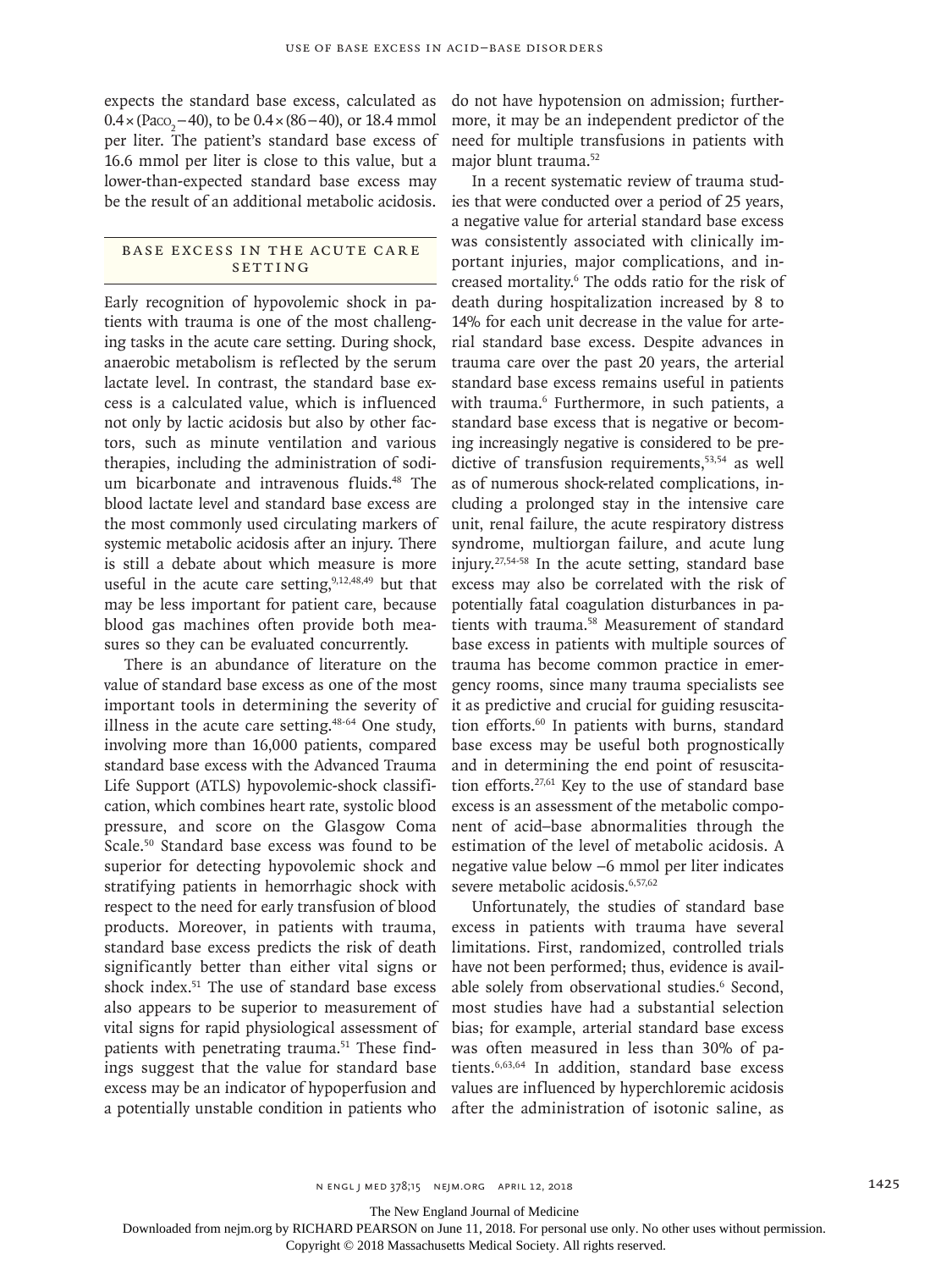expects the standard base excess, calculated as $0.4\times(Pa_{CO_2}-40)$, to be $0.4\times(86-40)$, or 18.4 mmol per liter. The patient's standard base excess of 16.6 mmol per liter is close to this value, but a lower-than-expected standard base excess may be the result of an additional metabolic acidosis.

## Base Excess in the Acute Care Setting

Early recognition of hypovolemic shock in patients with trauma is one of the most challenging tasks in the acute care setting. During shock, anaerobic metabolism is reflected by the serum lactate level. In contrast, the standard base excess is a calculated value, which is influenced not only by lactic acidosis but also by other factors, such as minute ventilation and various therapies, including the administration of sodium bicarbonate and intravenous fluids.[48] The blood lactate level and standard base excess are the most commonly used circulating markers of systemic metabolic acidosis after an injury. There is still a debate about which measure is more useful in the acute care setting,[9,12,48,49] but that may be less important for patient care, because blood gas machines often provide both measures so they can be evaluated concurrently.

There is an abundance of literature on the value of standard base excess as one of the most important tools in determining the severity of illness in the acute care setting.[48-64] One study, involving more than 16,000 patients, compared standard base excess with the Advanced Trauma Life Support (ATLS) hypovolemic-shock classification, which combines heart rate, systolic blood pressure, and score on the Glasgow Coma Scale.[50] Standard base excess was found to be superior for detecting hypovolemic shock and stratifying patients in hemorrhagic shock with respect to the need for early transfusion of blood products. Moreover, in patients with trauma, standard base excess predicts the risk of death significantly better than either vital signs or shock index.[51] The use of standard base excess also appears to be superior to measurement of vital signs for rapid physiological assessment of patients with penetrating trauma.[51] These findings suggest that the value for standard base excess may be an indicator of hypoperfusion and a potentially unstable condition in patients who do not have hypotension on admission; furthermore, it may be an independent predictor of the need for multiple transfusions in patients with major blunt trauma.[52]

In a recent systematic review of trauma studies that were conducted over a period of 25 years, a negative value for arterial standard base excess was consistently associated with clinically important injuries, major complications, and increased mortality.[6] The odds ratio for the risk of death during hospitalization increased by 8 to 14% for each unit decrease in the value for arterial standard base excess. Despite advances in trauma care over the past 20 years, the arterial standard base excess remains useful in patients with trauma.[6] Furthermore, in such patients, a standard base excess that is negative or becoming increasingly negative is considered to be predictive of transfusion requirements,[53,54] as well as of numerous shock-related complications, including a prolonged stay in the intensive care unit, renal failure, the acute respiratory distress syndrome, multiorgan failure, and acute lung injury.[27,54-58] In the acute setting, standard base excess may also be correlated with the risk of potentially fatal coagulation disturbances in patients with trauma.[58] Measurement of standard base excess in patients with multiple sources of trauma has become common practice in emergency rooms, since many trauma specialists see it as predictive and crucial for guiding resuscitation efforts.[60] In patients with burns, standard base excess may be useful both prognostically and in determining the end point of resuscitation efforts.[27,61] Key to the use of standard base excess is an assessment of the metabolic component of acid–base abnormalities through the estimation of the level of metabolic acidosis. A negative value below −6 mmol per liter indicates severe metabolic acidosis.[6,57,62]

Unfortunately, the studies of standard base excess in patients with trauma have several limitations. First, randomized, controlled trials have not been performed; thus, evidence is available solely from observational studies.[6] Second, most studies have had a substantial selection bias; for example, arterial standard base excess was often measured in less than 30% of patients.[6,63,64] In addition, standard base excess values are influenced by hyperchloremic acidosis after the administration of isotonic saline, as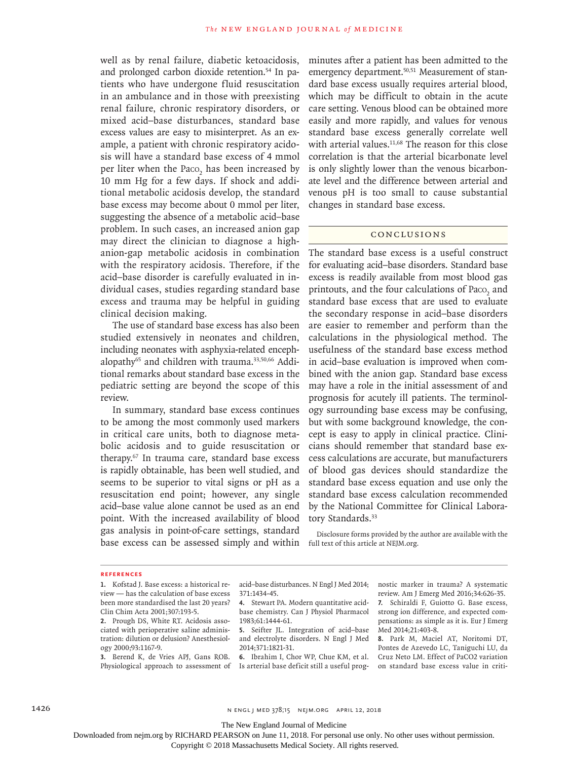well as by renal failure, diabetic ketoacidosis, and prolonged carbon dioxide retention.[54] In patients who have undergone fluid resuscitation in an ambulance and in those with preexisting renal failure, chronic respiratory disorders, or mixed acid–base disturbances, standard base excess values are easy to misinterpret. As an example, a patient with chronic respiratory acidosis will have a standard base excess of 4 mmol per liter when the $Pa_{CO_2}$ has been increased by 10 mm Hg for a few days. If shock and additional metabolic acidosis develop, the standard base excess may become about 0 mmol per liter, suggesting the absence of a metabolic acid–base problem. In such cases, an increased anion gap may direct the clinician to diagnose a high-anion-gap metabolic acidosis in combination with the respiratory acidosis. Therefore, if the acid–base disorder is carefully evaluated in individual cases, studies regarding standard base excess and trauma may be helpful in guiding clinical decision making.

The use of standard base excess has also been studied extensively in neonates and children, including neonates with asphyxia-related encephalopathy[65] and children with trauma.[33,50,66] Additional remarks about standard base excess in the pediatric setting are beyond the scope of this review.

In summary, standard base excess continues to be among the most commonly used markers in critical care units, both to diagnose metabolic acidosis and to guide resuscitation or therapy.[67] In trauma care, standard base excess is rapidly obtainable, has been well studied, and seems to be superior to vital signs or pH as a resuscitation end point; however, any single acid–base value alone cannot be used as an end point. With the increased availability of blood gas analysis in point-of-care settings, standard base excess can be assessed simply and within minutes after a patient has been admitted to the emergency department.[50,51] Measurement of standard base excess usually requires arterial blood, which may be difficult to obtain in the acute care setting. Venous blood can be obtained more easily and more rapidly, and values for venous standard base excess generally correlate well with arterial values.[11,68] The reason for this close correlation is that the arterial bicarbonate level is only slightly lower than the venous bicarbonate level and the difference between arterial and venous pH is too small to cause substantial changes in standard base excess.

## Conclusions

The standard base excess is a useful construct for evaluating acid–base disorders. Standard base excess is readily available from most blood gas printouts, and the four calculations of $Pa_{CO_2}$ and standard base excess that are used to evaluate the secondary response in acid–base disorders are easier to remember and perform than the calculations in the physiological method. The usefulness of the standard base excess method in acid–base evaluation is improved when combined with the anion gap. Standard base excess may have a role in the initial assessment of and prognosis for acutely ill patients. The terminology surrounding base excess may be confusing, but with some background knowledge, the concept is easy to apply in clinical practice. Clinicians should remember that standard base excess calculations are accurate, but manufacturers of blood gas devices should standardize the standard base excess equation and use only the standard base excess calculation recommended by the National Committee for Clinical Laboratory Standards.[33]

Disclosure forms provided by the author are available with the full text of this article at NEJM.org.

## References

1. Kofstad J. Base excess: a historical review — has the calculation of base excess been more standardised the last 20 years? Clin Chim Acta 2001;307:193-5.
2. Prough DS, White RT. Acidosis associated with perioperative saline administration: dilution or delusion? Anesthesiology 2000;93:1167-9.
3. Berend K, de Vries APJ, Gans ROB. Physiological approach to assessment of acid–base disturbances. N Engl J Med 2014;371:1434-45.
4. Stewart PA. Modern quantitative acid-base chemistry. Can J Physiol Pharmacol 1983;61:1444-61.
5. Seifter JL. Integration of acid–base and electrolyte disorders. N Engl J Med 2014;371:1821-31.
6. Ibrahim I, Chor WP, Chue KM, et al. Is arterial base deficit still a useful prognostic marker in trauma? A systematic review. Am J Emerg Med 2016;34:626-35.
7. Schiraldi F, Guiotto G. Base excess, strong ion difference, and expected compensations: as simple as it is. Eur J Emerg Med 2014;21:403-8.
8. Park M, Maciel AT, Noritomi DT, Pontes de Azevedo LC, Taniguchi LU, da Cruz Neto LM. Effect of PaCO2 variation on standard base excess value in criti-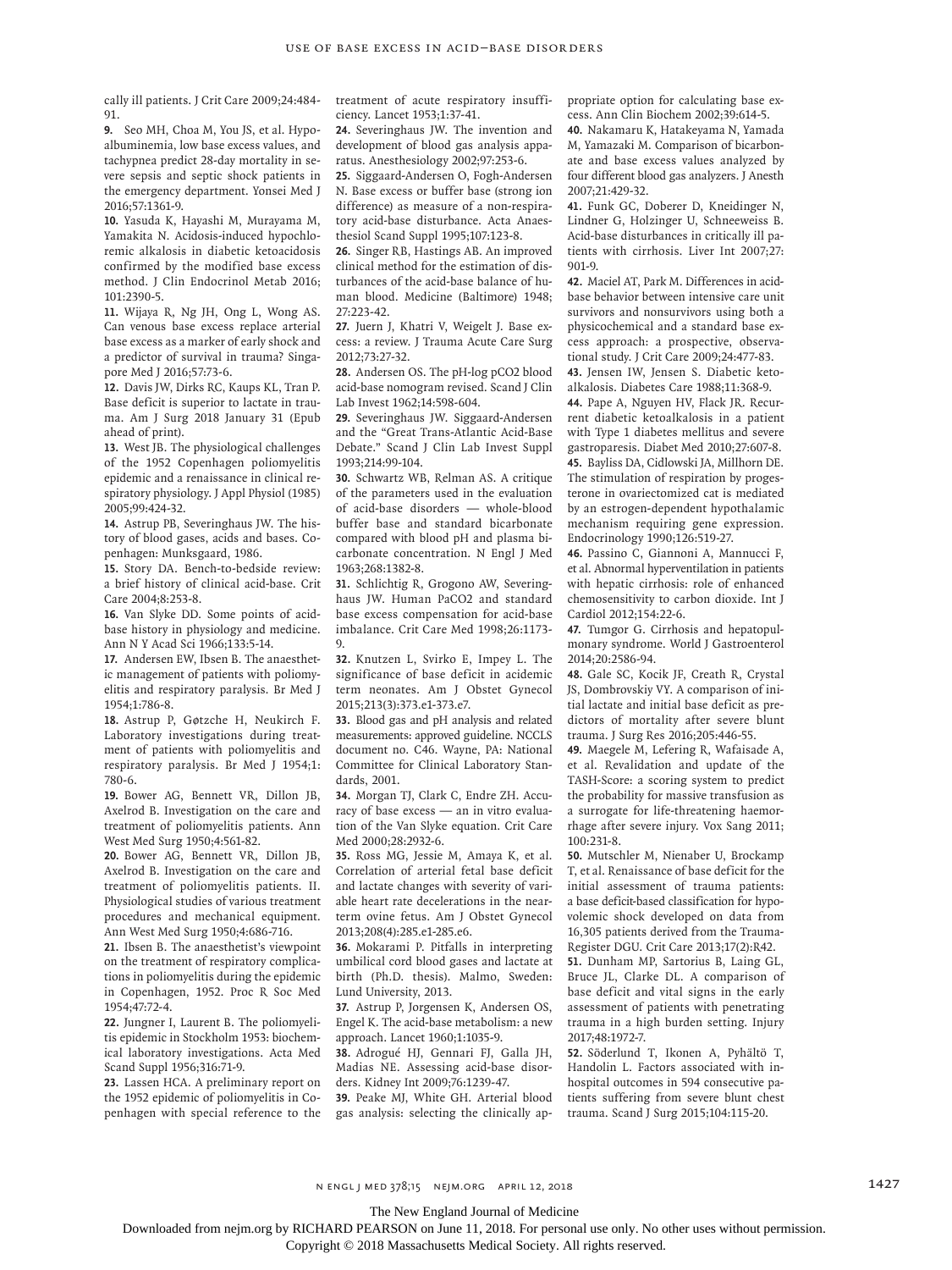cally ill patients. J Crit Care 2009;24:484-91.

**9.** Seo MH, Choa M, You JS, et al. Hypoalbuminemia, low base excess values, and tachypnea predict 28-day mortality in severe sepsis and septic shock patients in the emergency department. Yonsei Med J 2016;57:1361-9.

**10.** Yasuda K, Hayashi M, Murayama M, Yamakita N. Acidosis-induced hypochloremic alkalosis in diabetic ketoacidosis confirmed by the modified base excess method. J Clin Endocrinol Metab 2016;101:2390-5.

**11.** Wijaya R, Ng JH, Ong L, Wong AS. Can venous base excess replace arterial base excess as a marker of early shock and a predictor of survival in trauma? Singapore Med J 2016;57:73-6.

**12.** Davis JW, Dirks RC, Kaups KL, Tran P. Base deficit is superior to lactate in trauma. Am J Surg 2018 January 31 (Epub ahead of print).

**13.** West JB. The physiological challenges of the 1952 Copenhagen poliomyelitis epidemic and a renaissance in clinical respiratory physiology. J Appl Physiol (1985) 2005;99:424-32.

**14.** Astrup PB, Severinghaus JW. The history of blood gases, acids and bases. Copenhagen: Munksgaard, 1986.

**15.** Story DA. Bench-to-bedside review: a brief history of clinical acid-base. Crit Care 2004;8:253-8.

**16.** Van Slyke DD. Some points of acid-base history in physiology and medicine. Ann N Y Acad Sci 1966;133:5-14.

**17.** Andersen EW, Ibsen B. The anaesthetic management of patients with poliomyelitis and respiratory paralysis. Br Med J 1954;1:786-8.

**18.** Astrup P, Gøtzche H, Neukirch F. Laboratory investigations during treatment of patients with poliomyelitis and respiratory paralysis. Br Med J 1954;1:780-6.

**19.** Bower AG, Bennett VR, Dillon JB, Axelrod B. Investigation on the care and treatment of poliomyelitis patients. Ann West Med Surg 1950;4:561-82.

**20.** Bower AG, Bennett VR, Dillon JB, Axelrod B. Investigation on the care and treatment of poliomyelitis patients. II. Physiological studies of various treatment procedures and mechanical equipment. Ann West Med Surg 1950;4:686-716.

**21.** Ibsen B. The anaesthetist's viewpoint on the treatment of respiratory complications in poliomyelitis during the epidemic in Copenhagen, 1952. Proc R Soc Med 1954;47:72-4.

**22.** Jungner I, Laurent B. The poliomyelitis epidemic in Stockholm 1953: biochemical laboratory investigations. Acta Med Scand Suppl 1956;316:71-9.

**23.** Lassen HCA. A preliminary report on the 1952 epidemic of poliomyelitis in Copenhagen with special reference to the treatment of acute respiratory insufficiency. Lancet 1953;1:37-41.

**24.** Severinghaus JW. The invention and development of blood gas analysis apparatus. Anesthesiology 2002;97:253-6.

**25.** Siggaard-Andersen O, Fogh-Andersen N. Base excess or buffer base (strong ion difference) as measure of a non-respiratory acid-base disturbance. Acta Anaesthesiol Scand Suppl 1995;107:123-8.

**26.** Singer RB, Hastings AB. An improved clinical method for the estimation of disturbances of the acid-base balance of human blood. Medicine (Baltimore) 1948;27:223-42.

**27.** Juern J, Khatri V, Weigelt J. Base excess: a review. J Trauma Acute Care Surg 2012;73:27-32.

**28.** Andersen OS. The pH-log pCO2 blood acid-base nomogram revised. Scand J Clin Lab Invest 1962;14:598-604.

**29.** Severinghaus JW. Siggaard-Andersen and the "Great Trans-Atlantic Acid-Base Debate." Scand J Clin Lab Invest Suppl 1993;214:99-104.

**30.** Schwartz WB, Relman AS. A critique of the parameters used in the evaluation of acid-base disorders — whole-blood buffer base and standard bicarbonate compared with blood pH and plasma bicarbonate concentration. N Engl J Med 1963;268:1382-8.

**31.** Schlichtig R, Grogono AW, Severinghaus JW. Human PaCO2 and standard base excess compensation for acid-base imbalance. Crit Care Med 1998;26:1173-9.

**32.** Knutzen L, Svirko E, Impey L. The significance of base deficit in acidemic term neonates. Am J Obstet Gynecol 2015;213(3):373.e1-373.e7.

**33.** Blood gas and pH analysis and related measurements: approved guideline. NCCLS document no. C46. Wayne, PA: National Committee for Clinical Laboratory Standards, 2001.

**34.** Morgan TJ, Clark C, Endre ZH. Accuracy of base excess — an in vitro evaluation of the Van Slyke equation. Crit Care Med 2000;28:2932-6.

**35.** Ross MG, Jessie M, Amaya K, et al. Correlation of arterial fetal base deficit and lactate changes with severity of variable heart rate decelerations in the near-term ovine fetus. Am J Obstet Gynecol 2013;208(4):285.e1-285.e6.

**36.** Mokarami P. Pitfalls in interpreting umbilical cord blood gases and lactate at birth (Ph.D. thesis). Malmo, Sweden: Lund University, 2013.

**37.** Astrup P, Jorgensen K, Andersen OS, Engel K. The acid-base metabolism: a new approach. Lancet 1960;1:1035-9.

**38.** Adrogué HJ, Gennari FJ, Galla JH, Madias NE. Assessing acid-base disorders. Kidney Int 2009;76:1239-47.

**39.** Peake MJ, White GH. Arterial blood gas analysis: selecting the clinically appropriate option for calculating base excess. Ann Clin Biochem 2002;39:614-5.

**40.** Nakamaru K, Hatakeyama N, Yamada M, Yamazaki M. Comparison of bicarbonate and base excess values analyzed by four different blood gas analyzers. J Anesth 2007;21:429-32.

**41.** Funk GC, Doberer D, Kneidinger N, Lindner G, Holzinger U, Schneeweiss B. Acid-base disturbances in critically ill patients with cirrhosis. Liver Int 2007;27:901-9.

**42.** Maciel AT, Park M. Differences in acid-base behavior between intensive care unit survivors and nonsurvivors using both a physicochemical and a standard base excess approach: a prospective, observational study. J Crit Care 2009;24:477-83.

**43.** Jensen IW, Jensen S. Diabetic ketoalkalosis. Diabetes Care 1988;11:368-9.

**44.** Pape A, Nguyen HV, Flack JR. Recurrent diabetic ketoalkalosis in a patient with Type 1 diabetes mellitus and severe gastroparesis. Diabet Med 2010;27:607-8.

**45.** Bayliss DA, Cidlowski JA, Millhorn DE. The stimulation of respiration by progesterone in ovariectomized cat is mediated by an estrogen-dependent hypothalamic mechanism requiring gene expression. Endocrinology 1990;126:519-27.

**46.** Passino C, Giannoni A, Mannucci F, et al. Abnormal hyperventilation in patients with hepatic cirrhosis: role of enhanced chemosensitivity to carbon dioxide. Int J Cardiol 2012;154:22-6.

**47.** Tumgor G. Cirrhosis and hepatopulmonary syndrome. World J Gastroenterol 2014;20:2586-94.

**48.** Gale SC, Kocik JF, Creath R, Crystal JS, Dombrovskiy VY. A comparison of initial lactate and initial base deficit as predictors of mortality after severe blunt trauma. J Surg Res 2016;205:446-55.

**49.** Maegele M, Lefering R, Wafaisade A, et al. Revalidation and update of the TASH-Score: a scoring system to predict the probability for massive transfusion as a surrogate for life-threatening haemorrhage after severe injury. Vox Sang 2011;100:231-8.

**50.** Mutschler M, Nienaber U, Brockamp T, et al. Renaissance of base deficit for the initial assessment of trauma patients: a base deficit-based classification for hypovolemic shock developed on data from 16,305 patients derived from the TraumaRegister DGU. Crit Care 2013;17(2):R42.

**51.** Dunham MP, Sartorius B, Laing GL, Bruce JL, Clarke DL. A comparison of base deficit and vital signs in the early assessment of patients with penetrating trauma in a high burden setting. Injury 2017;48:1972-7.

**52.** Söderlund T, Ikonen A, Pyhältö T, Handolin L. Factors associated with in-hospital outcomes in 594 consecutive patients suffering from severe blunt chest trauma. Scand J Surg 2015;104:115-20.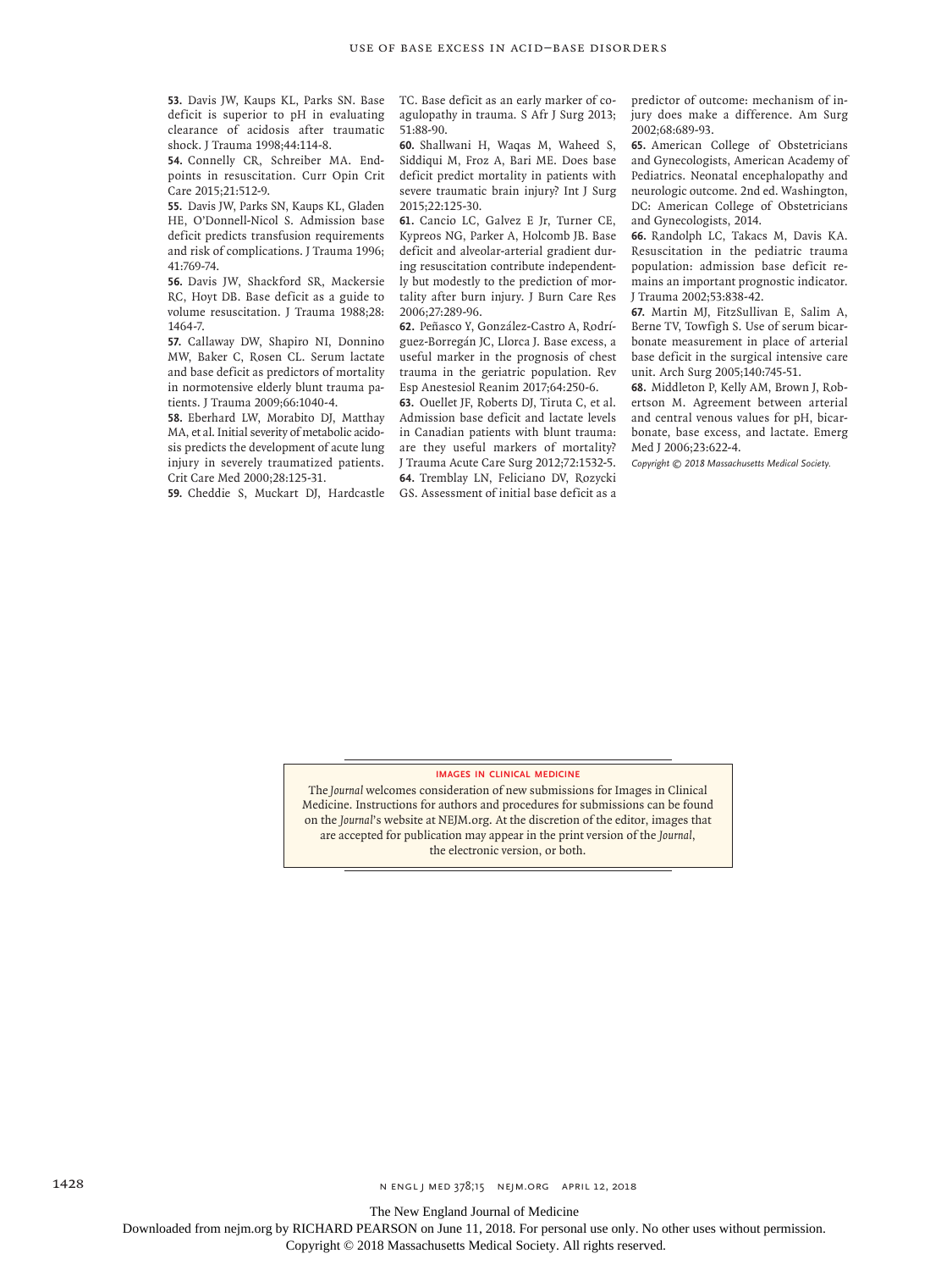53. Davis JW, Kaups KL, Parks SN. Base deficit is superior to pH in evaluating clearance of acidosis after traumatic shock. J Trauma 1998;44:114-8.

54. Connelly CR, Schreiber MA. Endpoints in resuscitation. Curr Opin Crit Care 2015;21:512-9.

55. Davis JW, Parks SN, Kaups KL, Gladen HE, O'Donnell-Nicol S. Admission base deficit predicts transfusion requirements and risk of complications. J Trauma 1996;41:769-74.

56. Davis JW, Shackford SR, Mackersie RC, Hoyt DB. Base deficit as a guide to volume resuscitation. J Trauma 1988;28:1464-7.

57. Callaway DW, Shapiro NI, Donnino MW, Baker C, Rosen CL. Serum lactate and base deficit as predictors of mortality in normotensive elderly blunt trauma patients. J Trauma 2009;66:1040-4.

58. Eberhard LW, Morabito DJ, Matthay MA, et al. Initial severity of metabolic acidosis predicts the development of acute lung injury in severely traumatized patients. Crit Care Med 2000;28:125-31.

59. Cheddie S, Muckart DJ, Hardcastle TC. Base deficit as an early marker of coagulopathy in trauma. S Afr J Surg 2013;51:88-90.

60. Shallwani H, Waqas M, Waheed S, Siddiqui M, Froz A, Bari ME. Does base deficit predict mortality in patients with severe traumatic brain injury? Int J Surg 2015;22:125-30.

61. Cancio LC, Galvez E Jr, Turner CE, Kypreos NG, Parker A, Holcomb JB. Base deficit and alveolar-arterial gradient during resuscitation contribute independently but modestly to the prediction of mortality after burn injury. J Burn Care Res 2006;27:289-96.

62. Peñasco Y, González-Castro A, Rodríguez-Borregán JC, Llorca J. Base excess, a useful marker in the prognosis of chest trauma in the geriatric population. Rev Esp Anestesiol Reanim 2017;64:250-6.

63. Ouellet JF, Roberts DJ, Tiruta C, et al. Admission base deficit and lactate levels in Canadian patients with blunt trauma: are they useful markers of mortality? J Trauma Acute Care Surg 2012;72:1532-5.

64. Tremblay LN, Feliciano DV, Rozycki GS. Assessment of initial base deficit as a predictor of outcome: mechanism of injury does make a difference. Am Surg 2002;68:689-93.

65. American College of Obstetricians and Gynecologists, American Academy of Pediatrics. Neonatal encephalopathy and neurologic outcome. 2nd ed. Washington, DC: American College of Obstetricians and Gynecologists, 2014.

66. Randolph LC, Takacs M, Davis KA. Resuscitation in the pediatric trauma population: admission base deficit remains an important prognostic indicator. J Trauma 2002;53:838-42.

67. Martin MJ, FitzSullivan E, Salim A, Berne TV, Towfigh S. Use of serum bicarbonate measurement in place of arterial base deficit in the surgical intensive care unit. Arch Surg 2005;140:745-51.

68. Middleton P, Kelly AM, Brown J, Robertson M. Agreement between arterial and central venous values for pH, bicarbonate, base excess, and lactate. Emerg Med J 2006;23:622-4.

*Copyright © 2018 Massachusetts Medical Society.*

**IMAGES IN CLINICAL MEDICINE**

The *Journal* welcomes consideration of new submissions for Images in Clinical Medicine. Instructions for authors and procedures for submissions can be found on the *Journal*'s website at NEJM.org. At the discretion of the editor, images that are accepted for publication may appear in the print version of the *Journal*, the electronic version, or both.